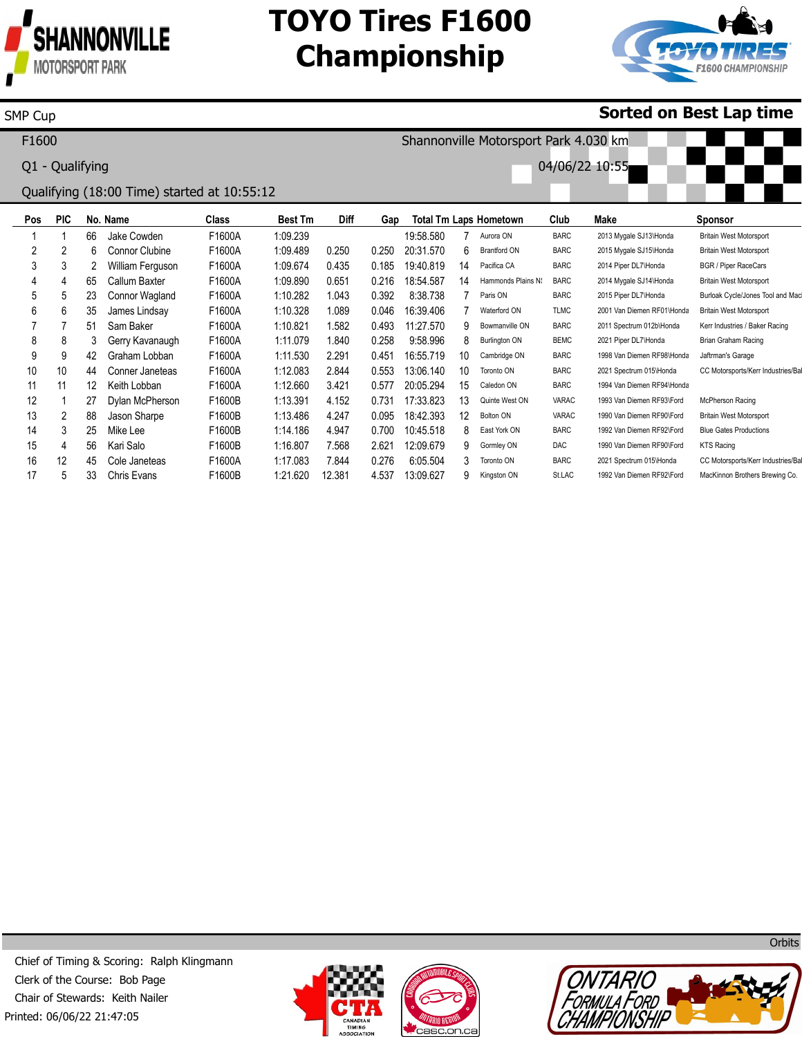# TOYO Tires F1600 Championship

SMP Cup

**Sorted on Best Lap time**

F1600

Shannonville Motorsport Park 4.030 km

Q1 - Qualifying

04/06/22 10:55

Qualifying (18:00 Time) started at 10:55:12

| Pos | PIC | No. | Name | Class | Best Tm | Diff | Gap | Total Tm | Laps | Hometown | Club | Make | Sponsor |
|---|---|---|---|---|---|---|---|---|---|---|---|---|---|
| 1 | 1 | 66 | Jake Cowden | F1600A | 1:09.239 | | | 19:58.580 | 7 | Aurora ON | BARC | 2013 Mygale SJ13\Honda | Britain West Motorsport |
| 2 | 2 | 6 | Connor Clubine | F1600A | 1:09.489 | 0.250 | 0.250 | 20:31.570 | 6 | Brantford ON | BARC | 2015 Mygale SJ15\Honda | Britain West Motorsport |
| 3 | 3 | 2 | William Ferguson | F1600A | 1:09.674 | 0.435 | 0.185 | 19:40.819 | 14 | Pacifica CA | BARC | 2014 Piper DL7\Honda | BGR / Piper RaceCars |
| 4 | 4 | 65 | Callum Baxter | F1600A | 1:09.890 | 0.651 | 0.216 | 18:54.587 | 14 | Hammonds Plains N! | BARC | 2014 Mygale SJ14\Honda | Britain West Motorsport |
| 5 | 5 | 23 | Connor Wagland | F1600A | 1:10.282 | 1.043 | 0.392 | 8:38.738 | 7 | Paris ON | BARC | 2015 Piper DL7\Honda | Burloak Cycle/Jones Tool and Mac |
| 6 | 6 | 35 | James Lindsay | F1600A | 1:10.328 | 1.089 | 0.046 | 16:39.406 | 7 | Waterford ON | TLMC | 2001 Van Diemen RF01\Honda | Britain West Motorsport |
| 7 | 7 | 51 | Sam Baker | F1600A | 1:10.821 | 1.582 | 0.493 | 11:27.570 | 9 | Bowmanville ON | BARC | 2011 Spectrum 012b\Honda | Kerr Industries / Baker Racing |
| 8 | 8 | 3 | Gerry Kavanaugh | F1600A | 1:11.079 | 1.840 | 0.258 | 9:58.996 | 8 | Burlington ON | BEMC | 2021 Piper DL7\Honda | Brian Graham Racing |
| 9 | 9 | 42 | Graham Lobban | F1600A | 1:11.530 | 2.291 | 0.451 | 16:55.719 | 10 | Cambridge ON | BARC | 1998 Van Diemen RF98\Honda | Jaftrman's Garage |
| 10 | 10 | 44 | Conner Janeteas | F1600A | 1:12.083 | 2.844 | 0.553 | 13:06.140 | 10 | Toronto ON | BARC | 2021 Spectrum 015\Honda | CC Motorsports/Kerr Industries/Bal |
| 11 | 11 | 12 | Keith Lobban | F1600A | 1:12.660 | 3.421 | 0.577 | 20:05.294 | 15 | Caledon ON | BARC | 1994 Van Diemen RF94\Honda | |
| 12 | 1 | 27 | Dylan McPherson | F1600B | 1:13.391 | 4.152 | 0.731 | 17:33.823 | 13 | Quinte West ON | VARAC | 1993 Van Diemen RF93\Ford | McPherson Racing |
| 13 | 2 | 88 | Jason Sharpe | F1600B | 1:13.486 | 4.247 | 0.095 | 18:42.393 | 12 | Bolton ON | VARAC | 1990 Van Diemen RF90\Ford | Britain West Motorsport |
| 14 | 3 | 25 | Mike Lee | F1600B | 1:14.186 | 4.947 | 0.700 | 10:45.518 | 8 | East York ON | BARC | 1992 Van Diemen RF92\Ford | Blue Gates Productions |
| 15 | 4 | 56 | Kari Salo | F1600B | 1:16.807 | 7.568 | 2.621 | 12:09.679 | 9 | Gormley ON | DAC | 1990 Van Diemen RF90\Ford | KTS Racing |
| 16 | 12 | 45 | Cole Janeteas | F1600A | 1:17.083 | 7.844 | 0.276 | 6:05.504 | 3 | Toronto ON | BARC | 2021 Spectrum 015\Honda | CC Motorsports/Kerr Industries/Bal |
| 17 | 5 | 33 | Chris Evans | F1600B | 1:21.620 | 12.381 | 4.537 | 13:09.627 | 9 | Kingston ON | St.LAC | 1992 Van Diemen RF92\Ford | MacKinnon Brothers Brewing Co. |

Orbits

Chief of Timing & Scoring: Ralph Klingmann
Clerk of the Course: Bob Page
Chair of Stewards: Keith Nailer
Printed: 06/06/22 21:47:05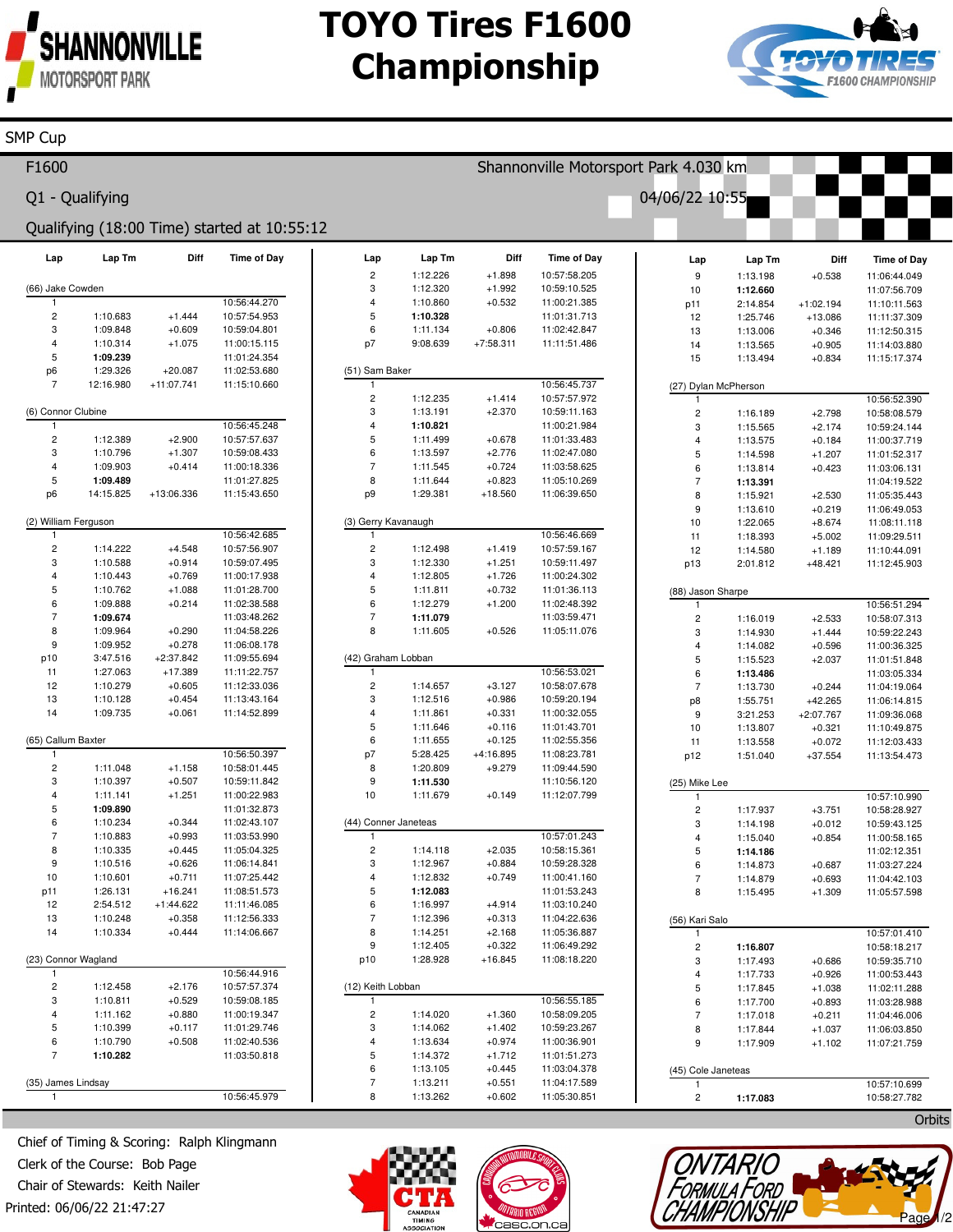# TOYO Tires F1600 Championship

SMP Cup

F1600 — Shannonville Motorsport Park 4.030 km

Q1 - Qualifying — 04/06/22 10:55

Qualifying (18:00 Time) started at 10:55:12

### (66) Jake Cowden

| Lap | Lap Tm | Diff | Time of Day |
|---|---|---|---|
| 1 | | | 10:56:44.270 |
| 2 | 1:10.683 | +1.444 | 10:57:54.953 |
| 3 | 1:09.848 | +0.609 | 10:59:04.801 |
| 4 | 1:10.314 | +1.075 | 11:00:15.115 |
| 5 | **1:09.239** | | 11:01:24.354 |
| p6 | 1:29.326 | +20.087 | 11:02:53.680 |
| 7 | 12:16.980 | +11:07.741 | 11:15:10.660 |

### (6) Connor Clubine

| Lap | Lap Tm | Diff | Time of Day |
|---|---|---|---|
| 1 | | | 10:56:45.248 |
| 2 | 1:12.389 | +2.900 | 10:57:57.637 |
| 3 | 1:10.796 | +1.307 | 10:59:08.433 |
| 4 | 1:09.903 | +0.414 | 11:00:18.336 |
| 5 | **1:09.489** | | 11:01:27.825 |
| p6 | 14:15.825 | +13:06.336 | 11:15:43.650 |

### (2) William Ferguson

| Lap | Lap Tm | Diff | Time of Day |
|---|---|---|---|
| 1 | | | 10:56:42.685 |
| 2 | 1:14.222 | +4.548 | 10:57:56.907 |
| 3 | 1:10.588 | +0.914 | 10:59:07.495 |
| 4 | 1:10.443 | +0.769 | 11:00:17.938 |
| 5 | 1:10.762 | +1.088 | 11:01:28.700 |
| 6 | 1:09.888 | +0.214 | 11:02:38.588 |
| 7 | **1:09.674** | | 11:03:48.262 |
| 8 | 1:09.964 | +0.290 | 11:04:58.226 |
| 9 | 1:09.952 | +0.278 | 11:06:08.178 |
| p10 | 3:47.516 | +2:37.842 | 11:09:55.694 |
| 11 | 1:27.063 | +17.389 | 11:11:22.757 |
| 12 | 1:10.279 | +0.605 | 11:12:33.036 |
| 13 | 1:10.128 | +0.454 | 11:13:43.164 |
| 14 | 1:09.735 | +0.061 | 11:14:52.899 |

### (65) Callum Baxter

| Lap | Lap Tm | Diff | Time of Day |
|---|---|---|---|
| 1 | | | 10:56:50.397 |
| 2 | 1:11.048 | +1.158 | 10:58:01.445 |
| 3 | 1:10.397 | +0.507 | 10:59:11.842 |
| 4 | 1:11.141 | +1.251 | 11:00:22.983 |
| 5 | **1:09.890** | | 11:01:32.873 |
| 6 | 1:10.234 | +0.344 | 11:02:43.107 |
| 7 | 1:10.883 | +0.993 | 11:03:53.990 |
| 8 | 1:10.335 | +0.445 | 11:05:04.325 |
| 9 | 1:10.516 | +0.626 | 11:06:14.841 |
| 10 | 1:10.601 | +0.711 | 11:07:25.442 |
| p11 | 1:26.131 | +16.241 | 11:08:51.573 |
| 12 | 2:54.512 | +1:44.622 | 11:11:46.085 |
| 13 | 1:10.248 | +0.358 | 11:12:56.333 |
| 14 | 1:10.334 | +0.444 | 11:14:06.667 |

### (23) Connor Wagland

| Lap | Lap Tm | Diff | Time of Day |
|---|---|---|---|
| 1 | | | 10:56:44.916 |
| 2 | 1:12.458 | +2.176 | 10:57:57.374 |
| 3 | 1:10.811 | +0.529 | 10:59:08.185 |
| 4 | 1:11.162 | +0.880 | 11:00:19.347 |
| 5 | 1:10.399 | +0.117 | 11:01:29.746 |
| 6 | 1:10.790 | +0.508 | 11:02:40.536 |
| 7 | **1:10.282** | | 11:03:50.818 |

### (35) James Lindsay

| Lap | Lap Tm | Diff | Time of Day |
|---|---|---|---|
| 1 | | | 10:56:45.979 |
| 2 | 1:12.226 | +1.898 | 10:57:58.205 |
| 3 | 1:12.320 | +1.992 | 10:59:10.525 |
| 4 | 1:10.860 | +0.532 | 11:00:21.385 |
| 5 | **1:10.328** | | 11:01:31.713 |
| 6 | 1:11.134 | +0.806 | 11:02:42.847 |
| p7 | 9:08.639 | +7:58.311 | 11:11:51.486 |

### (51) Sam Baker

| Lap | Lap Tm | Diff | Time of Day |
|---|---|---|---|
| 1 | | | 10:56:45.737 |
| 2 | 1:12.235 | +1.414 | 10:57:57.972 |
| 3 | 1:13.191 | +2.370 | 10:59:11.163 |
| 4 | **1:10.821** | | 11:00:21.984 |
| 5 | 1:11.499 | +0.678 | 11:01:33.483 |
| 6 | 1:13.597 | +2.776 | 11:02:47.080 |
| 7 | 1:11.545 | +0.724 | 11:03:58.625 |
| 8 | 1:11.644 | +0.823 | 11:05:10.269 |
| p9 | 1:29.381 | +18.560 | 11:06:39.650 |

### (3) Gerry Kavanaugh

| Lap | Lap Tm | Diff | Time of Day |
|---|---|---|---|
| 1 | | | 10:56:46.669 |
| 2 | 1:12.498 | +1.419 | 10:57:59.167 |
| 3 | 1:12.330 | +1.251 | 10:59:11.497 |
| 4 | 1:12.805 | +1.726 | 11:00:24.302 |
| 5 | 1:11.811 | +0.732 | 11:01:36.113 |
| 6 | 1:12.279 | +1.200 | 11:02:48.392 |
| 7 | **1:11.079** | | 11:03:59.471 |
| 8 | 1:11.605 | +0.526 | 11:05:11.076 |

### (42) Graham Lobban

| Lap | Lap Tm | Diff | Time of Day |
|---|---|---|---|
| 1 | | | 10:56:53.021 |
| 2 | 1:14.657 | +3.127 | 10:58:07.678 |
| 3 | 1:12.516 | +0.986 | 10:59:20.194 |
| 4 | 1:11.861 | +0.331 | 11:00:32.055 |
| 5 | 1:11.646 | +0.116 | 11:01:43.701 |
| 6 | 1:11.655 | +0.125 | 11:02:55.356 |
| p7 | 5:28.425 | +4:16.895 | 11:08:23.781 |
| 8 | 1:20.809 | +9.279 | 11:09:44.590 |
| 9 | **1:11.530** | | 11:10:56.120 |
| 10 | 1:11.679 | +0.149 | 11:12:07.799 |

### (44) Conner Janeteas

| Lap | Lap Tm | Diff | Time of Day |
|---|---|---|---|
| 1 | | | 10:57:01.243 |
| 2 | 1:14.118 | +2.035 | 10:58:15.361 |
| 3 | 1:12.967 | +0.884 | 10:59:28.328 |
| 4 | 1:12.832 | +0.749 | 11:00:41.160 |
| 5 | **1:12.083** | | 11:01:53.243 |
| 6 | 1:16.997 | +4.914 | 11:03:10.240 |
| 7 | 1:12.396 | +0.313 | 11:04:22.636 |
| 8 | 1:14.251 | +2.168 | 11:05:36.887 |
| 9 | 1:12.405 | +0.322 | 11:06:49.292 |
| p10 | 1:28.928 | +16.845 | 11:08:18.220 |

### (12) Keith Lobban

| Lap | Lap Tm | Diff | Time of Day |
|---|---|---|---|
| 1 | | | 10:56:55.185 |
| 2 | 1:14.020 | +1.360 | 10:58:09.205 |
| 3 | 1:14.062 | +1.402 | 10:59:23.267 |
| 4 | 1:13.634 | +0.974 | 11:00:36.901 |
| 5 | 1:14.372 | +1.712 | 11:01:51.273 |
| 6 | 1:13.105 | +0.445 | 11:03:04.378 |
| 7 | 1:13.211 | +0.551 | 11:04:17.589 |
| 8 | 1:13.262 | +0.602 | 11:05:30.851 |
| 9 | 1:13.198 | +0.538 | 11:06:44.049 |
| 10 | **1:12.660** | | 11:07:56.709 |
| p11 | 2:14.854 | +1:02.194 | 11:10:11.563 |
| 12 | 1:25.746 | +13.086 | 11:11:37.309 |
| 13 | 1:13.006 | +0.346 | 11:12:50.315 |
| 14 | 1:13.565 | +0.905 | 11:14:03.880 |
| 15 | 1:13.494 | +0.834 | 11:15:17.374 |

### (27) Dylan McPherson

| Lap | Lap Tm | Diff | Time of Day |
|---|---|---|---|
| 1 | | | 10:56:52.390 |
| 2 | 1:16.189 | +2.798 | 10:58:08.579 |
| 3 | 1:15.565 | +2.174 | 10:59:24.144 |
| 4 | 1:13.575 | +0.184 | 11:00:37.719 |
| 5 | 1:14.598 | +1.207 | 11:01:52.317 |
| 6 | 1:13.814 | +0.423 | 11:03:06.131 |
| 7 | **1:13.391** | | 11:04:19.522 |
| 8 | 1:15.921 | +2.530 | 11:05:35.443 |
| 9 | 1:13.610 | +0.219 | 11:06:49.053 |
| 10 | 1:22.065 | +8.674 | 11:08:11.118 |
| 11 | 1:18.393 | +5.002 | 11:09:29.511 |
| 12 | 1:14.580 | +1.189 | 11:10:44.091 |
| p13 | 2:01.812 | +48.421 | 11:12:45.903 |

### (88) Jason Sharpe

| Lap | Lap Tm | Diff | Time of Day |
|---|---|---|---|
| 1 | | | 10:56:51.294 |
| 2 | 1:16.019 | +2.533 | 10:58:07.313 |
| 3 | 1:14.930 | +1.444 | 10:59:22.243 |
| 4 | 1:14.082 | +0.596 | 11:00:36.325 |
| 5 | 1:15.523 | +2.037 | 11:01:51.848 |
| 6 | **1:13.486** | | 11:03:05.334 |
| 7 | 1:13.730 | +0.244 | 11:04:19.064 |
| p8 | 1:55.751 | +42.265 | 11:06:14.815 |
| 9 | 3:21.253 | +2:07.767 | 11:09:36.068 |
| 10 | 1:13.807 | +0.321 | 11:10:49.875 |
| 11 | 1:13.558 | +0.072 | 11:12:03.433 |
| p12 | 1:51.040 | +37.554 | 11:13:54.473 |

### (25) Mike Lee

| Lap | Lap Tm | Diff | Time of Day |
|---|---|---|---|
| 1 | | | 10:57:10.990 |
| 2 | 1:17.937 | +3.751 | 10:58:28.927 |
| 3 | 1:14.198 | +0.012 | 10:59:43.125 |
| 4 | 1:15.040 | +0.854 | 11:00:58.165 |
| 5 | **1:14.186** | | 11:02:12.351 |
| 6 | 1:14.873 | +0.687 | 11:03:27.224 |
| 7 | 1:14.879 | +0.693 | 11:04:42.103 |
| 8 | 1:15.495 | +1.309 | 11:05:57.598 |

### (56) Kari Salo

| Lap | Lap Tm | Diff | Time of Day |
|---|---|---|---|
| 1 | | | 10:57:01.410 |
| 2 | **1:16.807** | | 10:58:18.217 |
| 3 | 1:17.493 | +0.686 | 10:59:35.710 |
| 4 | 1:17.733 | +0.926 | 11:00:53.443 |
| 5 | 1:17.845 | +1.038 | 11:02:11.288 |
| 6 | 1:17.700 | +0.893 | 11:03:28.988 |
| 7 | 1:17.018 | +0.211 | 11:04:46.006 |
| 8 | 1:17.844 | +1.037 | 11:06:03.850 |
| 9 | 1:17.909 | +1.102 | 11:07:21.759 |

### (45) Cole Janeteas

| Lap | Lap Tm | Diff | Time of Day |
|---|---|---|---|
| 1 | | | 10:57:10.699 |
| 2 | **1:17.083** | | 10:58:27.782 |

Orbits

Chief of Timing & Scoring: Ralph Klingmann
Clerk of the Course: Bob Page
Chair of Stewards: Keith Nailer
Printed: 06/06/22 21:47:27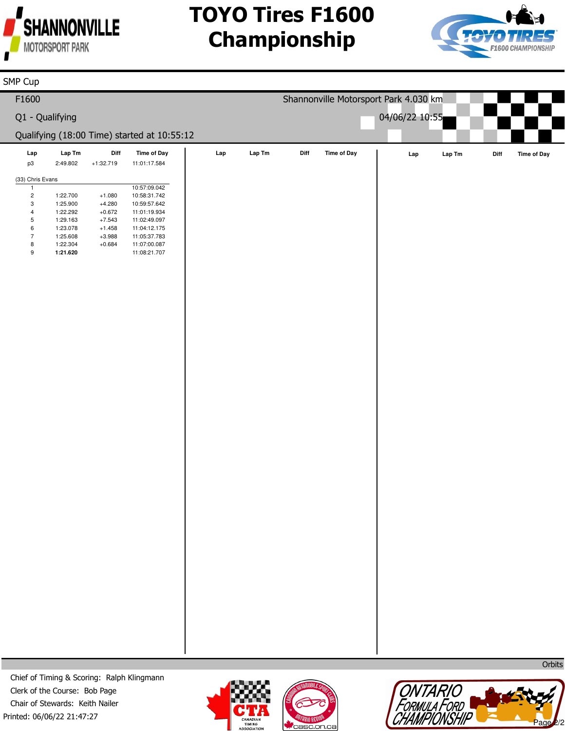# TOYO Tires F1600 Championship

SMP Cup

F1600

Shannonville Motorsport Park 4.030 km

Q1 - Qualifying

04/06/22 10:55

Qualifying (18:00 Time) started at 10:55:12

| Lap | Lap Tm | Diff | Time of Day |
|---|---|---|---|
| p3 | 2:49.802 | +1:32.719 | 11:01:17.584 |

(33) Chris Evans

| Lap | Lap Tm | Diff | Time of Day |
|---|---|---|---|
| 1 | | | 10:57:09.042 |
| 2 | 1:22.700 | +1.080 | 10:58:31.742 |
| 3 | 1:25.900 | +4.280 | 10:59:57.642 |
| 4 | 1:22.292 | +0.672 | 11:01:19.934 |
| 5 | 1:29.163 | +7.543 | 11:02:49.097 |
| 6 | 1:23.078 | +1.458 | 11:04:12.175 |
| 7 | 1:25.608 | +3.988 | 11:05:37.783 |
| 8 | 1:22.304 | +0.684 | 11:07:00.087 |
| 9 | **1:21.620** | | 11:08:21.707 |

Orbits

Chief of Timing & Scoring: Ralph Klingmann
Clerk of the Course: Bob Page
Chair of Stewards: Keith Nailer
Printed: 06/06/22 21:47:27